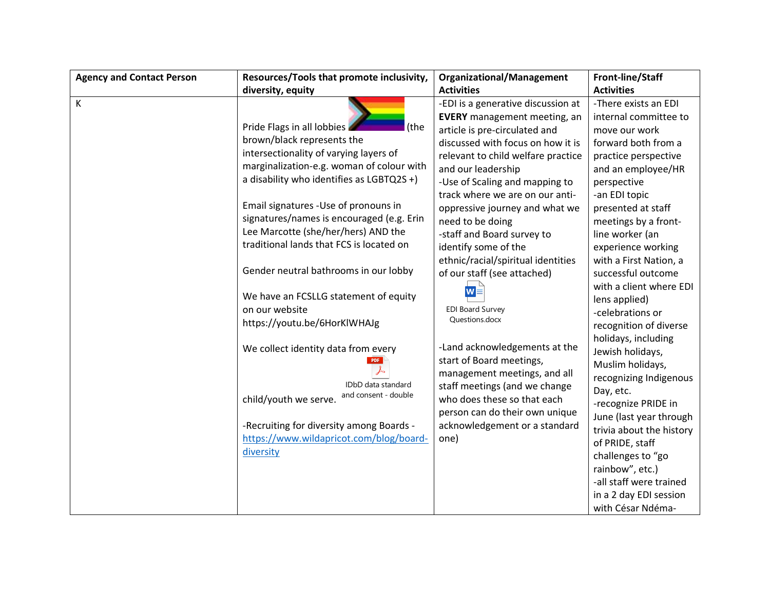| Agency and Contact Person | Resources/Tools that promote inclusivity, diversity, equity | Organizational/Management Activities | Front-line/Staff Activities |
|---|---|---|---|
| K | Pride Flags in all lobbies (the brown/black represents the intersectionality of varying layers of marginalization-e.g. woman of colour with a disability who identifies as LGBTQ2S +)<br><br>Email signatures -Use of pronouns in signatures/names is encouraged (e.g. Erin Lee Marcotte (she/her/hers) AND the traditional lands that FCS is located on<br><br>Gender neutral bathrooms in our lobby<br><br>We have an FCSLLG statement of equity on our website https://youtu.be/6HorKlWHAJg<br><br>We collect identity data from every child/youth we serve. IDbD data standard and consent - double<br><br>-Recruiting for diversity among Boards - [https://www.wildapricot.com/blog/board-diversity](https://www.wildapricot.com/blog/board-diversity) | -EDI is a generative discussion at **EVERY** management meeting, an article is pre-circulated and discussed with focus on how it is relevant to child welfare practice and our leadership<br>-Use of Scaling and mapping to track where we are on our anti-oppressive journey and what we need to be doing<br>-staff and Board survey to identify some of the ethnic/racial/spiritual identities of our staff (see attached) EDI Board Survey Questions.docx<br><br>-Land acknowledgements at the start of Board meetings, management meetings, and all staff meetings (and we change who does these so that each person can do their own unique acknowledgement or a standard one) | -There exists an EDI internal committee to move our work forward both from a practice perspective and an employee/HR perspective<br>-an EDI topic presented at staff meetings by a front-line worker (an experience working with a First Nation, a successful outcome with a client where EDI lens applied)<br>-celebrations or recognition of diverse holidays, including Jewish holidays, Muslim holidays, recognizing Indigenous Day, etc.<br>-recognize PRIDE in June (last year through trivia about the history of PRIDE, staff challenges to "go rainbow", etc.)<br>-all staff were trained in a 2 day EDI session with César Ndéma- |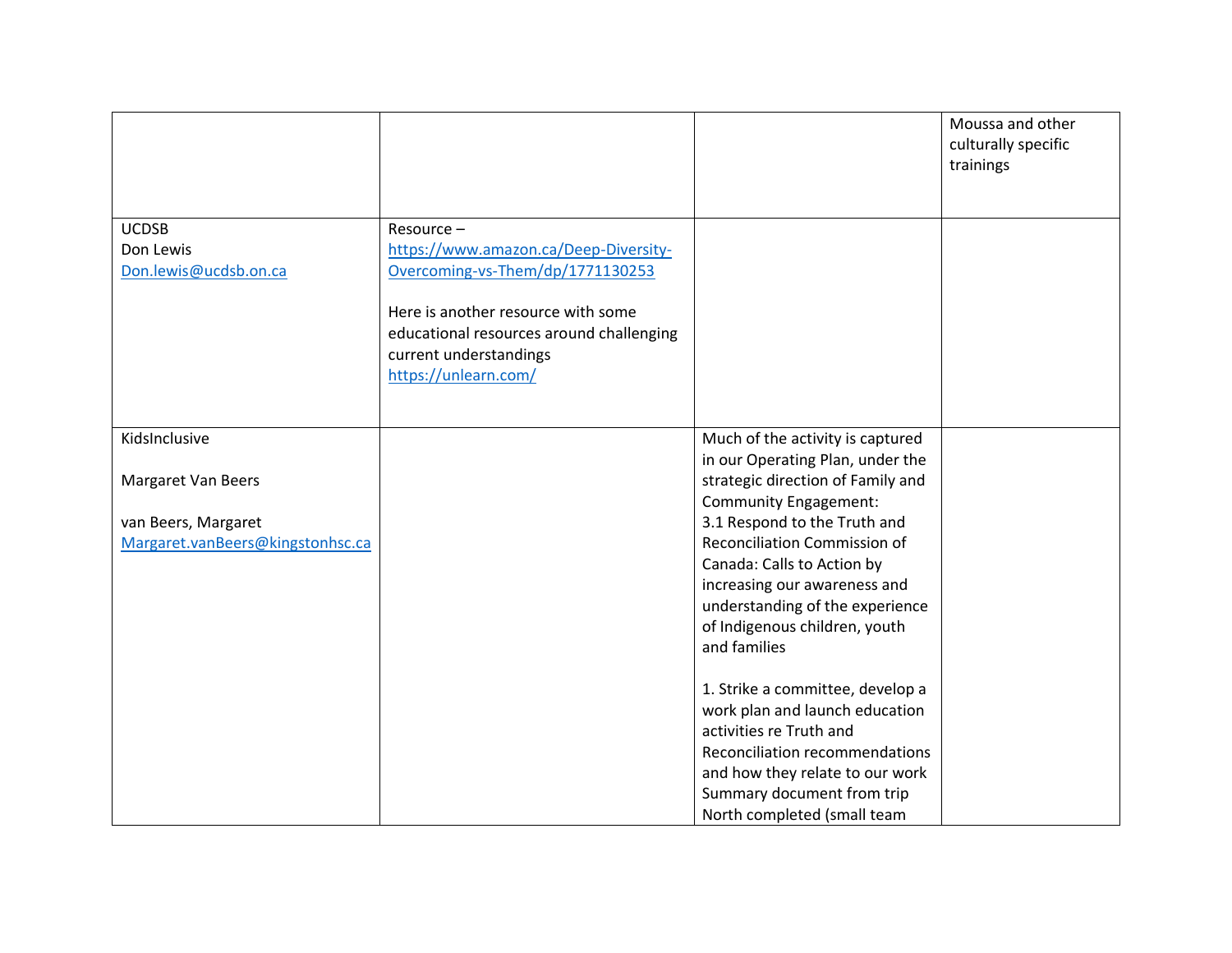|  |  |  | Moussa and other culturally specific trainings |
|---|---|---|---|
| UCDSB<br>Don Lewis<br>Don.lewis@ucdsb.on.ca | Resource – https://www.amazon.ca/Deep-Diversity-Overcoming-vs-Them/dp/1771130253<br><br>Here is another resource with some educational resources around challenging current understandings<br>https://unlearn.com/ |  |  |
| KidsInclusive<br><br>Margaret Van Beers<br><br>van Beers, Margaret<br>Margaret.vanBeers@kingstonhsc.ca |  | Much of the activity is captured in our Operating Plan, under the strategic direction of Family and Community Engagement:<br>3.1 Respond to the Truth and Reconciliation Commission of Canada: Calls to Action by increasing our awareness and understanding of the experience of Indigenous children, youth and families<br><br>1. Strike a committee, develop a work plan and launch education activities re Truth and Reconciliation recommendations and how they relate to our work<br>Summary document from trip North completed (small team |  |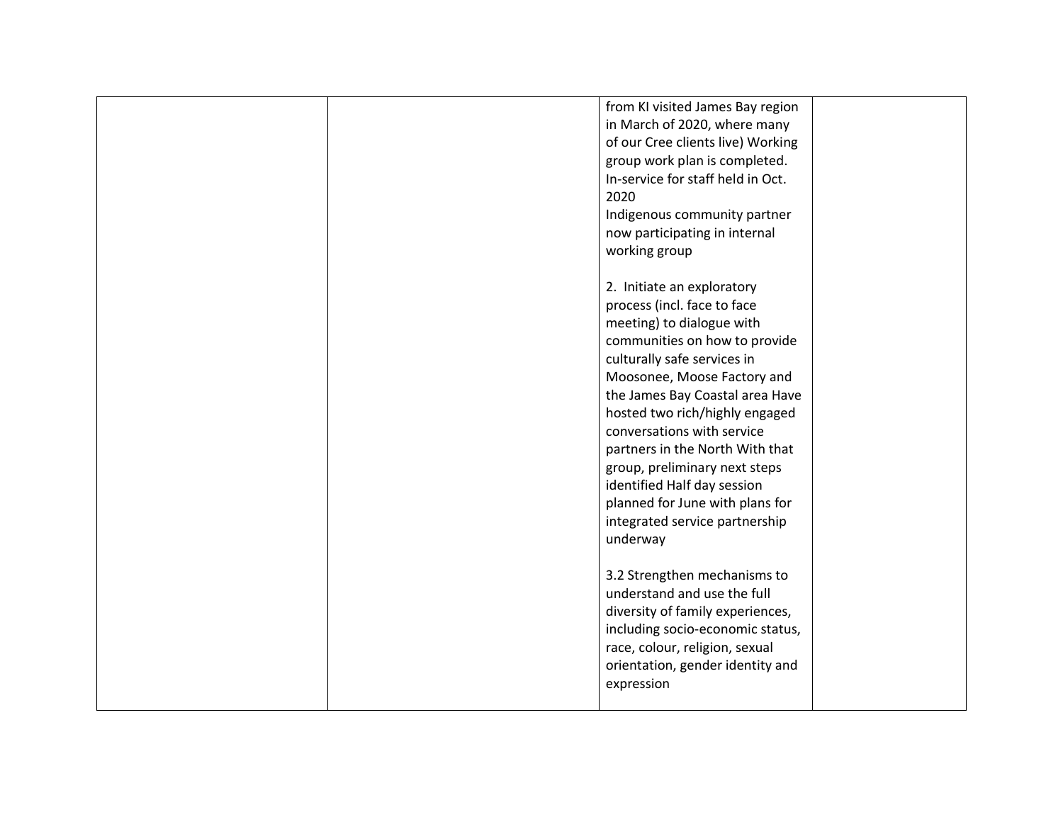|  |  |  |  |
|---|---|---|---|
|  |  | from KI visited James Bay region in March of 2020, where many of our Cree clients live) Working group work plan is completed. In-service for staff held in Oct. 2020<br>Indigenous community partner now participating in internal working group<br><br>2. Initiate an exploratory process (incl. face to face meeting) to dialogue with communities on how to provide culturally safe services in Moosonee, Moose Factory and the James Bay Coastal area Have hosted two rich/highly engaged conversations with service partners in the North With that group, preliminary next steps identified Half day session planned for June with plans for integrated service partnership underway<br><br>3.2 Strengthen mechanisms to understand and use the full diversity of family experiences, including socio-economic status, race, colour, religion, sexual orientation, gender identity and expression |  |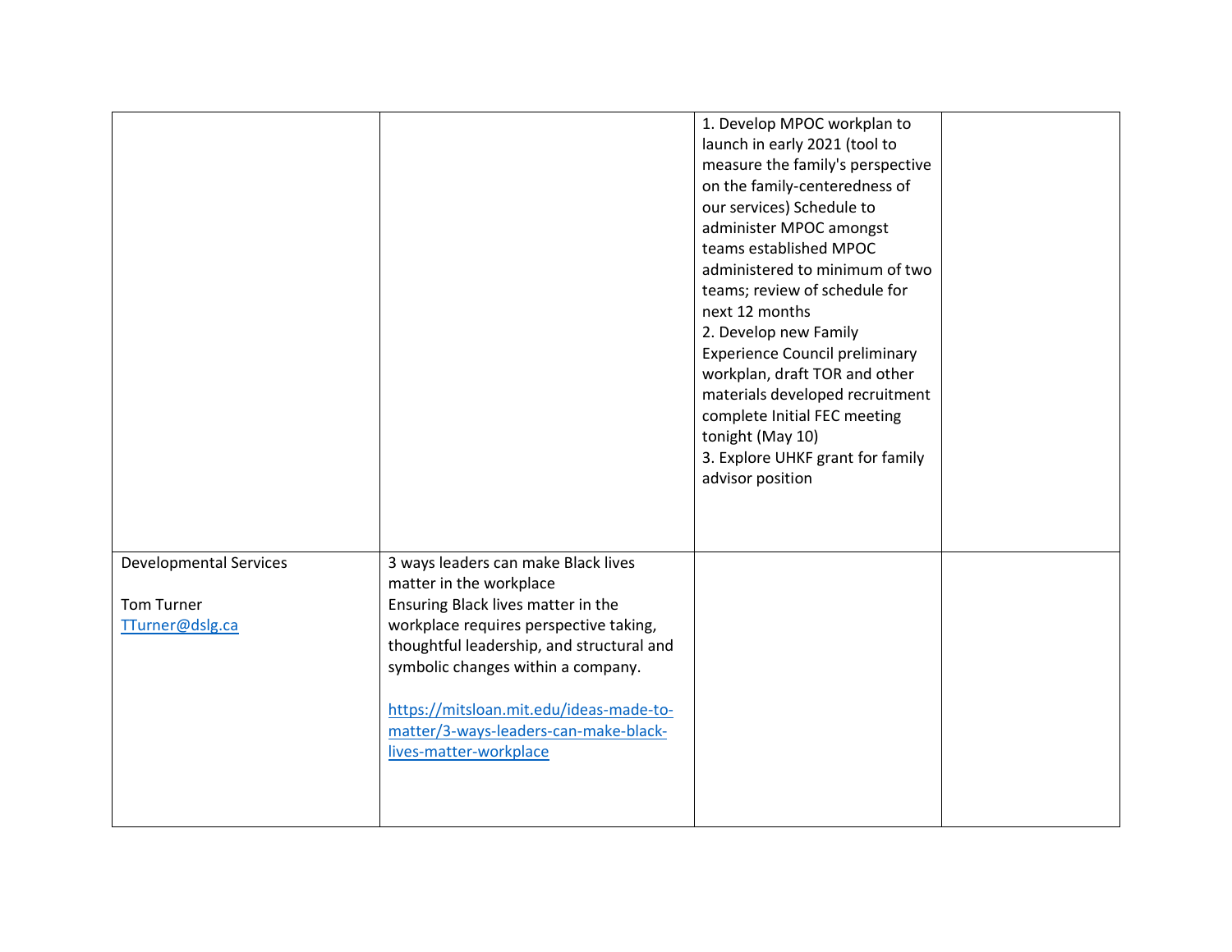| | | | |
|---|---|---|---|
| | | 1. Develop MPOC workplan to launch in early 2021 (tool to measure the family's perspective on the family-centeredness of our services) Schedule to administer MPOC amongst teams established MPOC administered to minimum of two teams; review of schedule for next 12 months<br>2. Develop new Family Experience Council preliminary workplan, draft TOR and other materials developed recruitment complete Initial FEC meeting tonight (May 10)<br>3. Explore UHKF grant for family advisor position | |
| Developmental Services<br><br>Tom Turner<br>TTurner@dslg.ca | 3 ways leaders can make Black lives matter in the workplace<br>Ensuring Black lives matter in the workplace requires perspective taking, thoughtful leadership, and structural and symbolic changes within a company.<br><br>https://mitsloan.mit.edu/ideas-made-to-matter/3-ways-leaders-can-make-black-lives-matter-workplace | | |